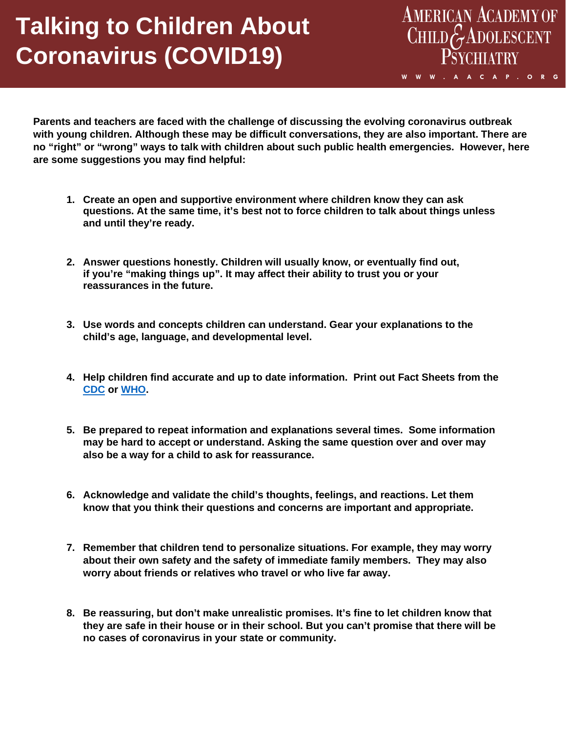# Talking to Children About Coronavirus (COVID19)

AMERICAN ACADEMY OF CHILD & ADOLESCENT PSYCHIATRY
WWW.AACAP.ORG

**Parents and teachers are faced with the challenge of discussing the evolving coronavirus outbreak with young children. Although these may be difficult conversations, they are also important. There are no "right" or "wrong" ways to talk with children about such public health emergencies. However, here are some suggestions you may find helpful:**

1. **Create an open and supportive environment where children know they can ask questions. At the same time, it's best not to force children to talk about things unless and until they're ready.**

2. **Answer questions honestly. Children will usually know, or eventually find out, if you're "making things up". It may affect their ability to trust you or your reassurances in the future.**

3. **Use words and concepts children can understand. Gear your explanations to the child's age, language, and developmental level.**

4. **Help children find accurate and up to date information. Print out Fact Sheets from the CDC or WHO.**

5. **Be prepared to repeat information and explanations several times. Some information may be hard to accept or understand. Asking the same question over and over may also be a way for a child to ask for reassurance.**

6. **Acknowledge and validate the child's thoughts, feelings, and reactions. Let them know that you think their questions and concerns are important and appropriate.**

7. **Remember that children tend to personalize situations. For example, they may worry about their own safety and the safety of immediate family members. They may also worry about friends or relatives who travel or who live far away.**

8. **Be reassuring, but don't make unrealistic promises. It's fine to let children know that they are safe in their house or in their school. But you can't promise that there will be no cases of coronavirus in your state or community.**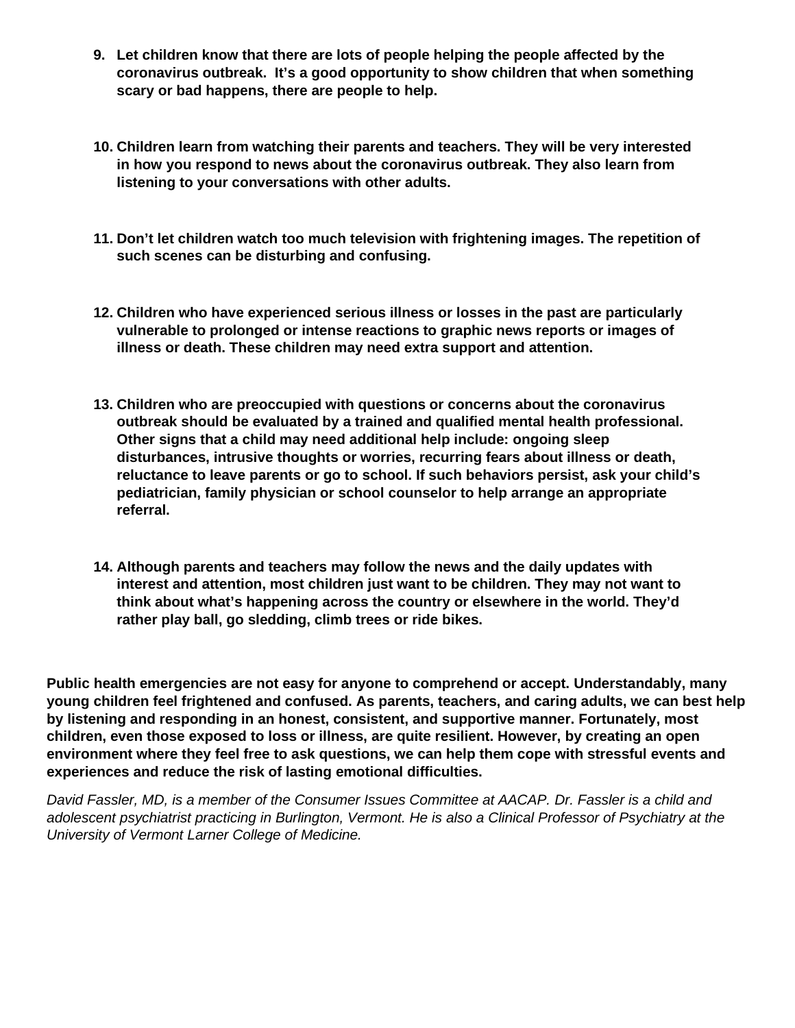9. **Let children know that there are lots of people helping the people affected by the coronavirus outbreak. It's a good opportunity to show children that when something scary or bad happens, there are people to help.**

10. **Children learn from watching their parents and teachers. They will be very interested in how you respond to news about the coronavirus outbreak. They also learn from listening to your conversations with other adults.**

11. **Don't let children watch too much television with frightening images. The repetition of such scenes can be disturbing and confusing.**

12. **Children who have experienced serious illness or losses in the past are particularly vulnerable to prolonged or intense reactions to graphic news reports or images of illness or death. These children may need extra support and attention.**

13. **Children who are preoccupied with questions or concerns about the coronavirus outbreak should be evaluated by a trained and qualified mental health professional. Other signs that a child may need additional help include: ongoing sleep disturbances, intrusive thoughts or worries, recurring fears about illness or death, reluctance to leave parents or go to school. If such behaviors persist, ask your child's pediatrician, family physician or school counselor to help arrange an appropriate referral.**

14. **Although parents and teachers may follow the news and the daily updates with interest and attention, most children just want to be children. They may not want to think about what's happening across the country or elsewhere in the world. They'd rather play ball, go sledding, climb trees or ride bikes.**

**Public health emergencies are not easy for anyone to comprehend or accept. Understandably, many young children feel frightened and confused. As parents, teachers, and caring adults, we can best help by listening and responding in an honest, consistent, and supportive manner. Fortunately, most children, even those exposed to loss or illness, are quite resilient. However, by creating an open environment where they feel free to ask questions, we can help them cope with stressful events and experiences and reduce the risk of lasting emotional difficulties.**

*David Fassler, MD, is a member of the Consumer Issues Committee at AACAP. Dr. Fassler is a child and adolescent psychiatrist practicing in Burlington, Vermont. He is also a Clinical Professor of Psychiatry at the University of Vermont Larner College of Medicine.*